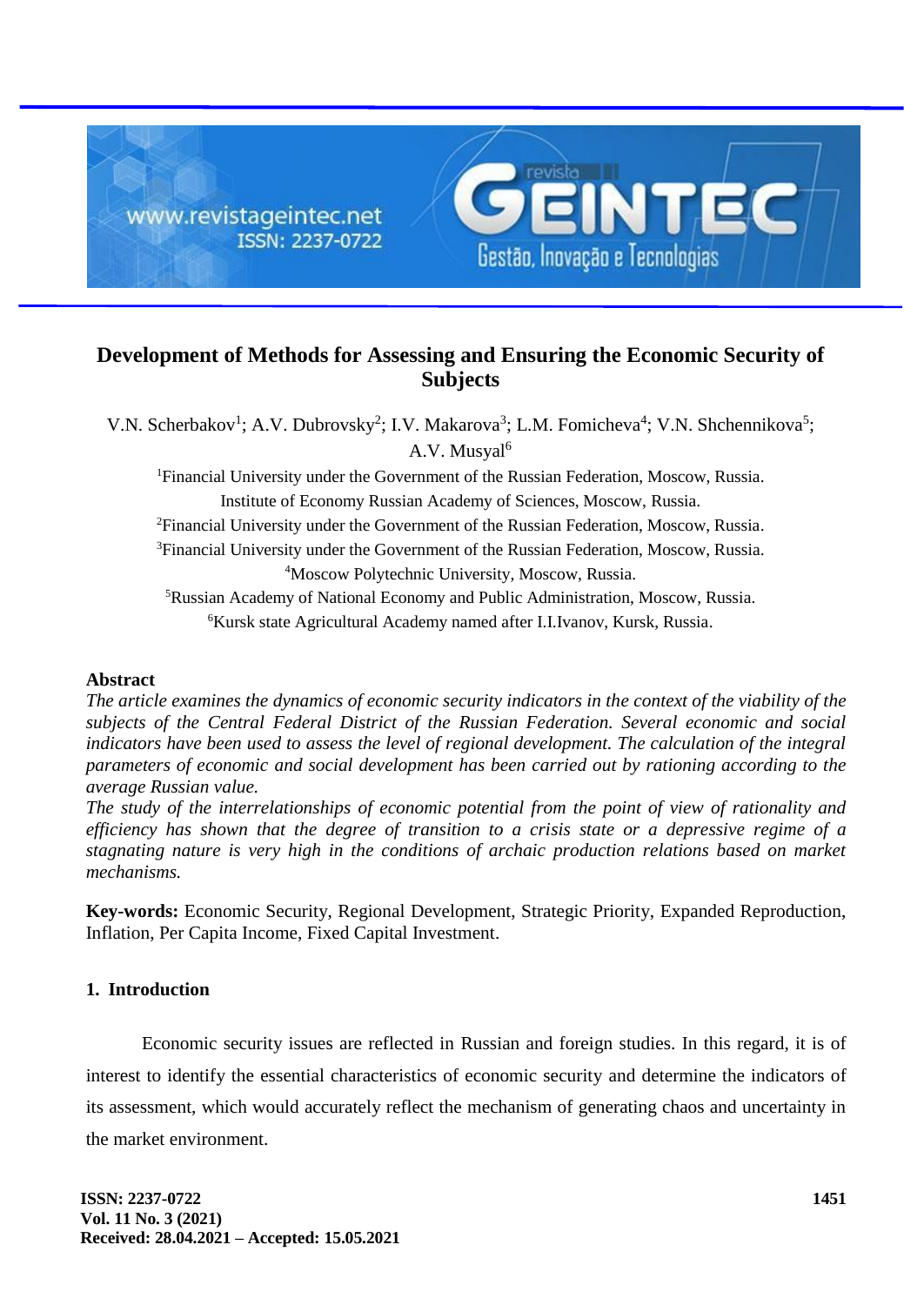# Development of Methods for Assessing and Ensuring the Economic Security of Subjects

V.N. Scherbakov[1]; A.V. Dubrovsky[2]; I.V. Makarova[3]; L.M. Fomicheva[4]; V.N. Shchennikova[5]; A.V. Musyal[6]

[1]Financial University under the Government of the Russian Federation, Moscow, Russia.
Institute of Economy Russian Academy of Sciences, Moscow, Russia.
[2]Financial University under the Government of the Russian Federation, Moscow, Russia.
[3]Financial University under the Government of the Russian Federation, Moscow, Russia.
[4]Moscow Polytechnic University, Moscow, Russia.
[5]Russian Academy of National Economy and Public Administration, Moscow, Russia.
[6]Kursk state Agricultural Academy named after I.I.Ivanov, Kursk, Russia.

**Abstract**

*The article examines the dynamics of economic security indicators in the context of the viability of the subjects of the Central Federal District of the Russian Federation. Several economic and social indicators have been used to assess the level of regional development. The calculation of the integral parameters of economic and social development has been carried out by rationing according to the average Russian value.*

*The study of the interrelationships of economic potential from the point of view of rationality and efficiency has shown that the degree of transition to a crisis state or a depressive regime of a stagnating nature is very high in the conditions of archaic production relations based on market mechanisms.*

**Key-words:** Economic Security, Regional Development, Strategic Priority, Expanded Reproduction, Inflation, Per Capita Income, Fixed Capital Investment.

## 1. Introduction

Economic security issues are reflected in Russian and foreign studies. In this regard, it is of interest to identify the essential characteristics of economic security and determine the indicators of its assessment, which would accurately reflect the mechanism of generating chaos and uncertainty in the market environment.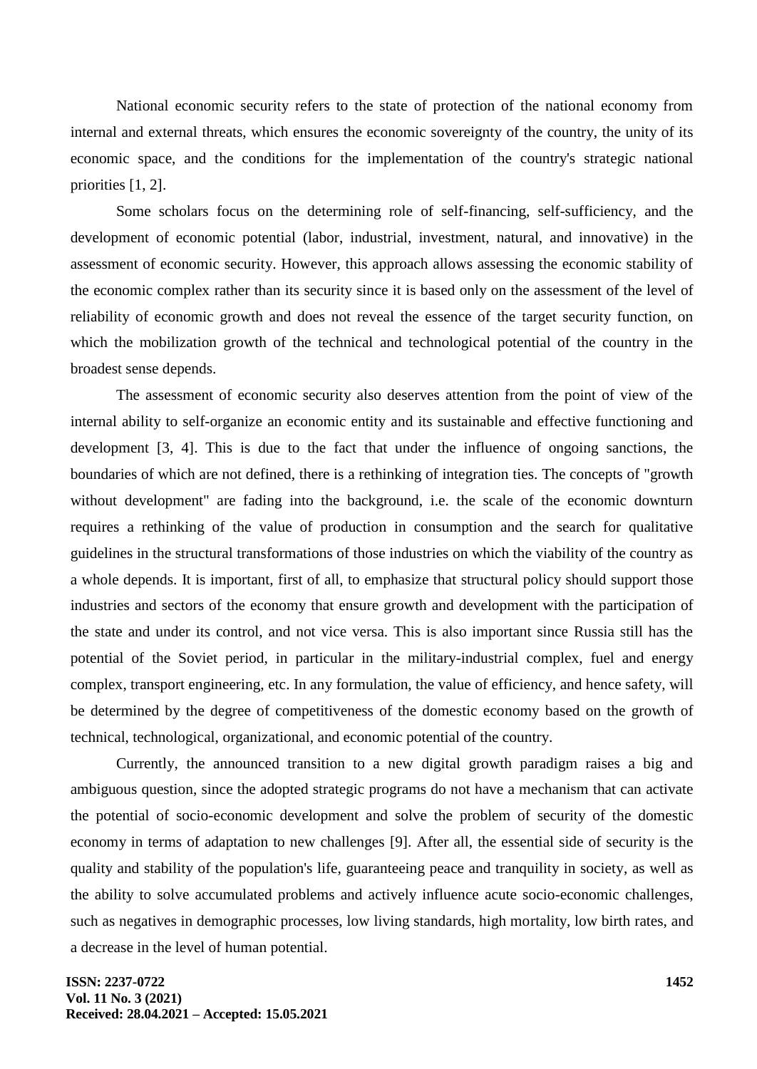National economic security refers to the state of protection of the national economy from internal and external threats, which ensures the economic sovereignty of the country, the unity of its economic space, and the conditions for the implementation of the country's strategic national priorities [1, 2].

Some scholars focus on the determining role of self-financing, self-sufficiency, and the development of economic potential (labor, industrial, investment, natural, and innovative) in the assessment of economic security. However, this approach allows assessing the economic stability of the economic complex rather than its security since it is based only on the assessment of the level of reliability of economic growth and does not reveal the essence of the target security function, on which the mobilization growth of the technical and technological potential of the country in the broadest sense depends.

The assessment of economic security also deserves attention from the point of view of the internal ability to self-organize an economic entity and its sustainable and effective functioning and development [3, 4]. This is due to the fact that under the influence of ongoing sanctions, the boundaries of which are not defined, there is a rethinking of integration ties. The concepts of "growth without development" are fading into the background, i.e. the scale of the economic downturn requires a rethinking of the value of production in consumption and the search for qualitative guidelines in the structural transformations of those industries on which the viability of the country as a whole depends. It is important, first of all, to emphasize that structural policy should support those industries and sectors of the economy that ensure growth and development with the participation of the state and under its control, and not vice versa. This is also important since Russia still has the potential of the Soviet period, in particular in the military-industrial complex, fuel and energy complex, transport engineering, etc. In any formulation, the value of efficiency, and hence safety, will be determined by the degree of competitiveness of the domestic economy based on the growth of technical, technological, organizational, and economic potential of the country.

Currently, the announced transition to a new digital growth paradigm raises a big and ambiguous question, since the adopted strategic programs do not have a mechanism that can activate the potential of socio-economic development and solve the problem of security of the domestic economy in terms of adaptation to new challenges [9]. After all, the essential side of security is the quality and stability of the population's life, guaranteeing peace and tranquility in society, as well as the ability to solve accumulated problems and actively influence acute socio-economic challenges, such as negatives in demographic processes, low living standards, high mortality, low birth rates, and a decrease in the level of human potential.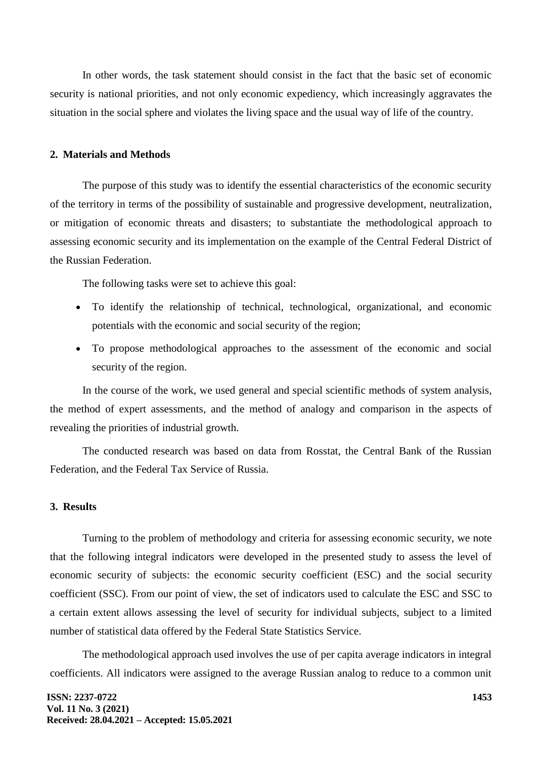In other words, the task statement should consist in the fact that the basic set of economic security is national priorities, and not only economic expediency, which increasingly aggravates the situation in the social sphere and violates the living space and the usual way of life of the country.

## 2. Materials and Methods

The purpose of this study was to identify the essential characteristics of the economic security of the territory in terms of the possibility of sustainable and progressive development, neutralization, or mitigation of economic threats and disasters; to substantiate the methodological approach to assessing economic security and its implementation on the example of the Central Federal District of the Russian Federation.

The following tasks were set to achieve this goal:

- To identify the relationship of technical, technological, organizational, and economic potentials with the economic and social security of the region;
- To propose methodological approaches to the assessment of the economic and social security of the region.

In the course of the work, we used general and special scientific methods of system analysis, the method of expert assessments, and the method of analogy and comparison in the aspects of revealing the priorities of industrial growth.

The conducted research was based on data from Rosstat, the Central Bank of the Russian Federation, and the Federal Tax Service of Russia.

## 3. Results

Turning to the problem of methodology and criteria for assessing economic security, we note that the following integral indicators were developed in the presented study to assess the level of economic security of subjects: the economic security coefficient (ESC) and the social security coefficient (SSC). From our point of view, the set of indicators used to calculate the ESC and SSC to a certain extent allows assessing the level of security for individual subjects, subject to a limited number of statistical data offered by the Federal State Statistics Service.

The methodological approach used involves the use of per capita average indicators in integral coefficients. All indicators were assigned to the average Russian analog to reduce to a common unit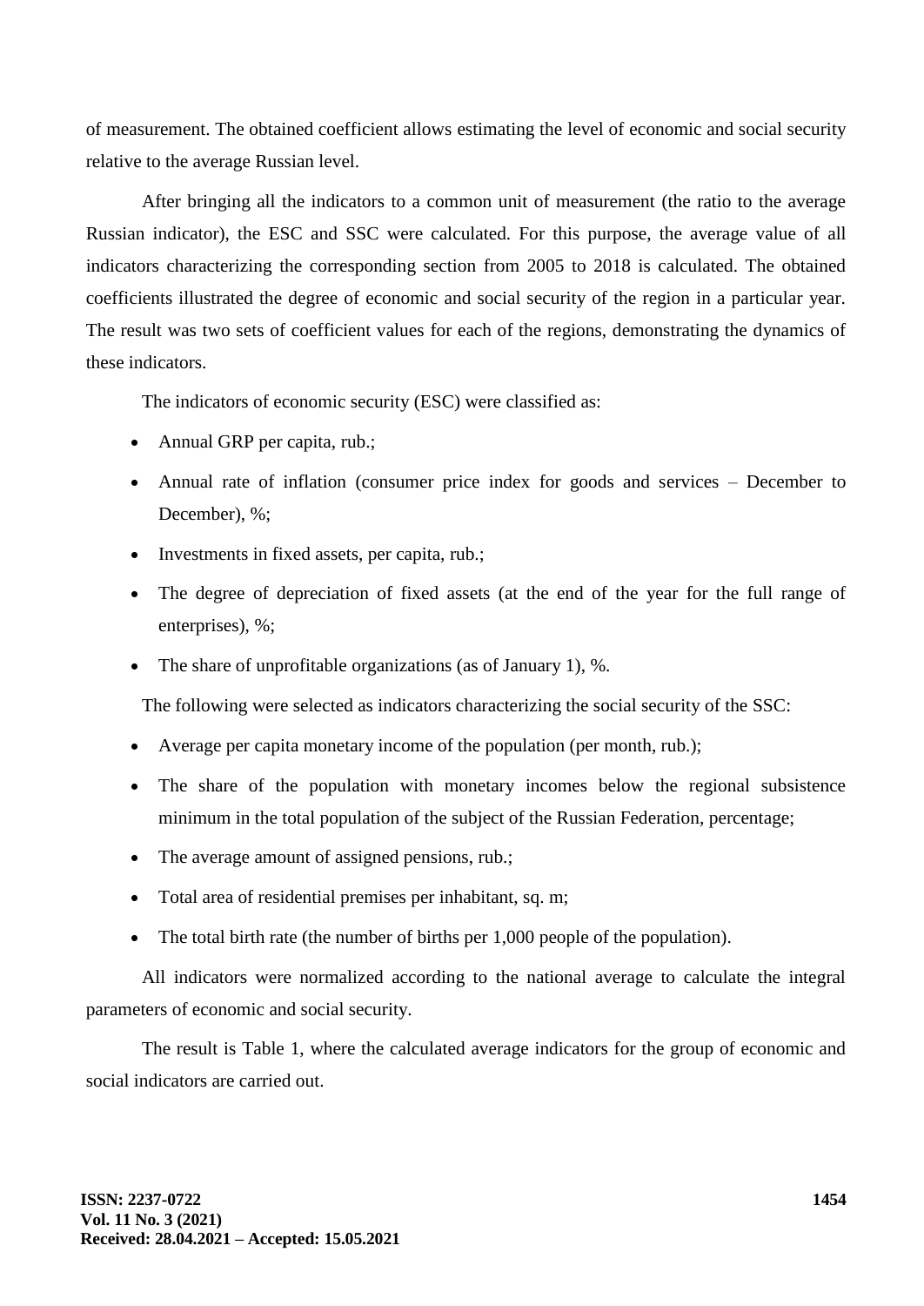of measurement. The obtained coefficient allows estimating the level of economic and social security relative to the average Russian level.

After bringing all the indicators to a common unit of measurement (the ratio to the average Russian indicator), the ESC and SSC were calculated. For this purpose, the average value of all indicators characterizing the corresponding section from 2005 to 2018 is calculated. The obtained coefficients illustrated the degree of economic and social security of the region in a particular year. The result was two sets of coefficient values for each of the regions, demonstrating the dynamics of these indicators.

The indicators of economic security (ESC) were classified as:

- Annual GRP per capita, rub.;
- Annual rate of inflation (consumer price index for goods and services – December to December), %;
- Investments in fixed assets, per capita, rub.;
- The degree of depreciation of fixed assets (at the end of the year for the full range of enterprises), %;
- The share of unprofitable organizations (as of January 1), %.

The following were selected as indicators characterizing the social security of the SSC:

- Average per capita monetary income of the population (per month, rub.);
- The share of the population with monetary incomes below the regional subsistence minimum in the total population of the subject of the Russian Federation, percentage;
- The average amount of assigned pensions, rub.;
- Total area of residential premises per inhabitant, sq. m;
- The total birth rate (the number of births per 1,000 people of the population).

All indicators were normalized according to the national average to calculate the integral parameters of economic and social security.

The result is Table 1, where the calculated average indicators for the group of economic and social indicators are carried out.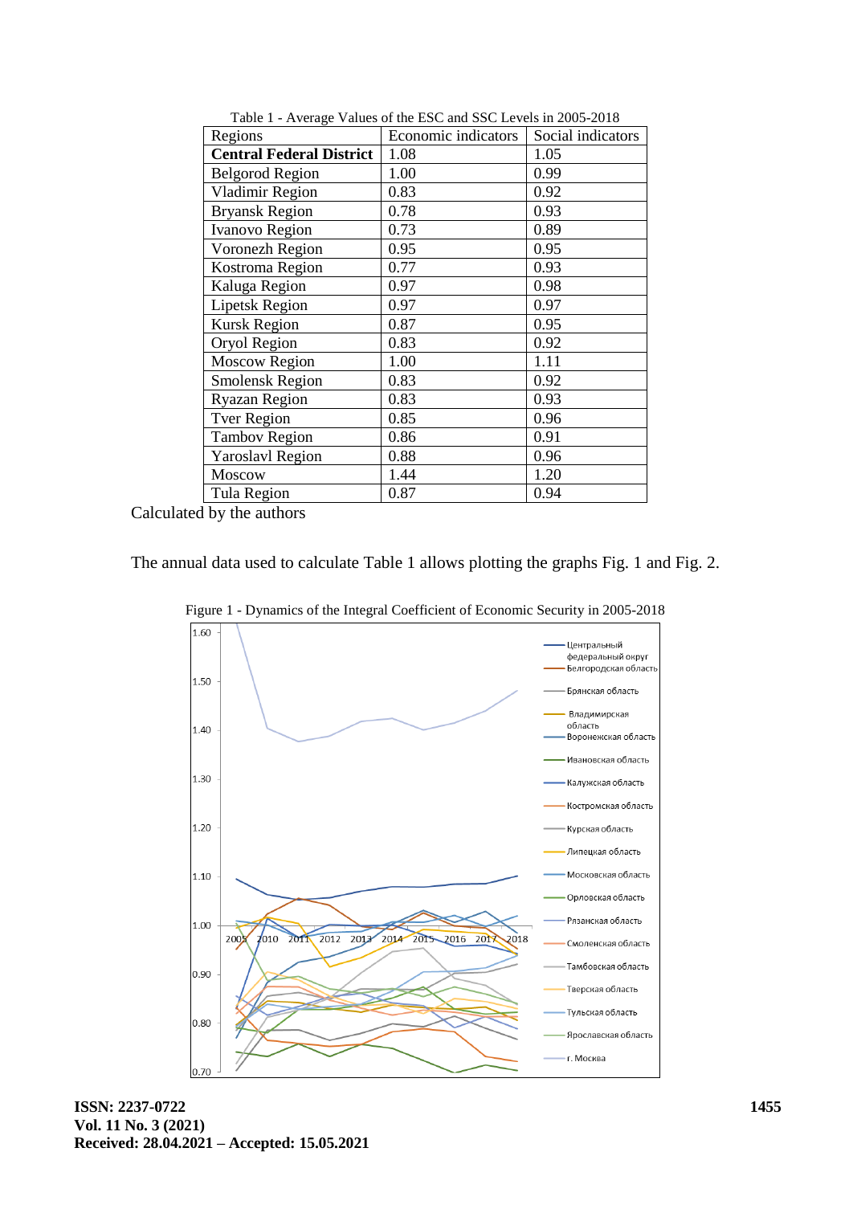Table 1 - Average Values of the ESC and SSC Levels in 2005-2018

| Regions | Economic indicators | Social indicators |
|---|---|---|
| **Central Federal District** | 1.08 | 1.05 |
| Belgorod Region | 1.00 | 0.99 |
| Vladimir Region | 0.83 | 0.92 |
| Bryansk Region | 0.78 | 0.93 |
| Ivanovo Region | 0.73 | 0.89 |
| Voronezh Region | 0.95 | 0.95 |
| Kostroma Region | 0.77 | 0.93 |
| Kaluga Region | 0.97 | 0.98 |
| Lipetsk Region | 0.97 | 0.97 |
| Kursk Region | 0.87 | 0.95 |
| Oryol Region | 0.83 | 0.92 |
| Moscow Region | 1.00 | 1.11 |
| Smolensk Region | 0.83 | 0.92 |
| Ryazan Region | 0.83 | 0.93 |
| Tver Region | 0.85 | 0.96 |
| Tambov Region | 0.86 | 0.91 |
| Yaroslavl Region | 0.88 | 0.96 |
| Moscow | 1.44 | 1.20 |
| Tula Region | 0.87 | 0.94 |

Calculated by the authors

The annual data used to calculate Table 1 allows plotting the graphs Fig. 1 and Fig. 2.

Figure 1 - Dynamics of the Integral Coefficient of Economic Security in 2005-2018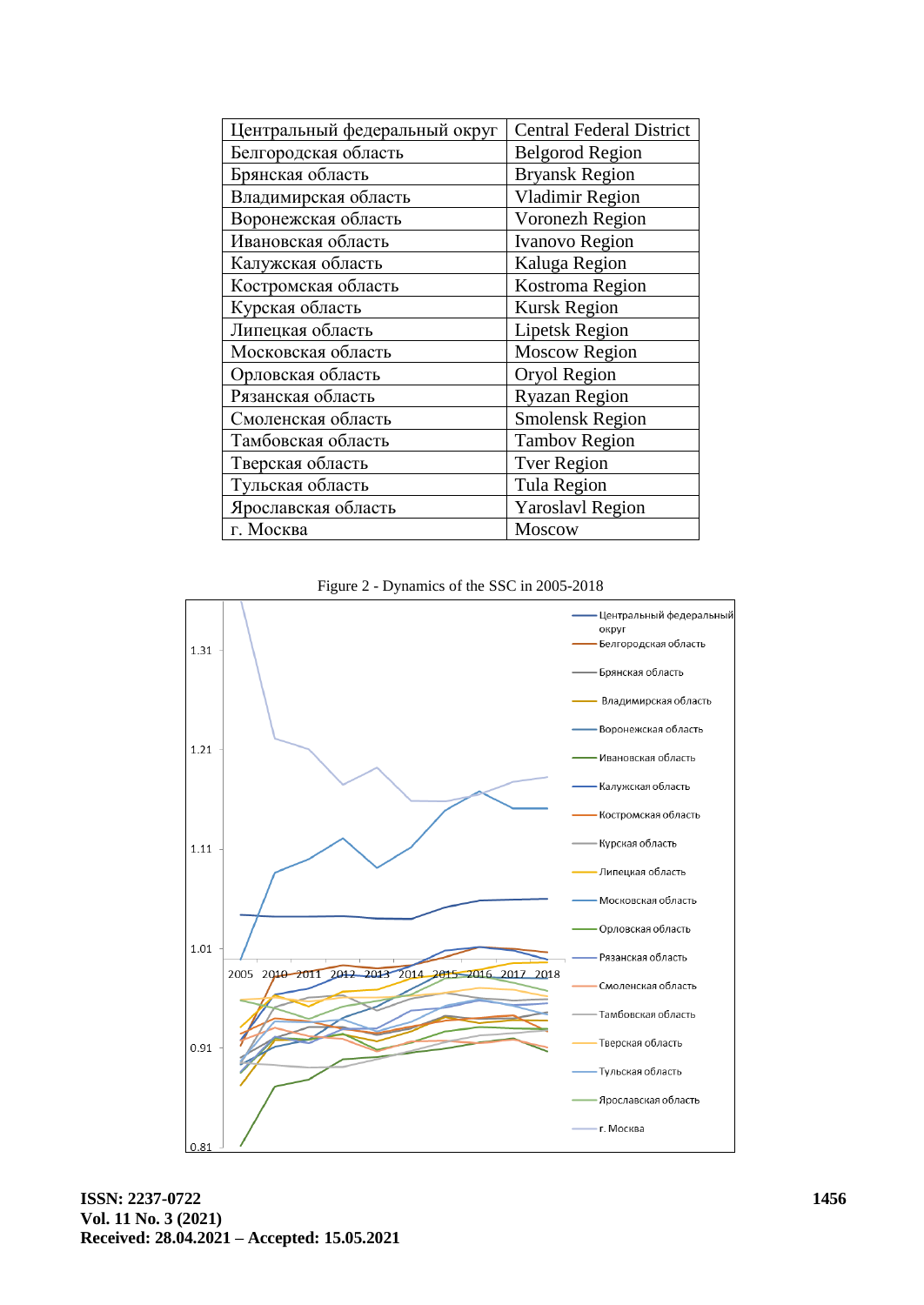| Центральный федеральный округ | Central Federal District |
|---|---|
| Белгородская область | Belgorod Region |
| Брянская область | Bryansk Region |
| Владимирская область | Vladimir Region |
| Воронежская область | Voronezh Region |
| Ивановская область | Ivanovo Region |
| Калужская область | Kaluga Region |
| Костромская область | Kostroma Region |
| Курская область | Kursk Region |
| Липецкая область | Lipetsk Region |
| Московская область | Moscow Region |
| Орловская область | Oryol Region |
| Рязанская область | Ryazan Region |
| Смоленская область | Smolensk Region |
| Тамбовская область | Tambov Region |
| Тверская область | Tver Region |
| Тульская область | Tula Region |
| Ярославская область | Yaroslavl Region |
| г. Москва | Moscow |

Figure 2 - Dynamics of the SSC in 2005-2018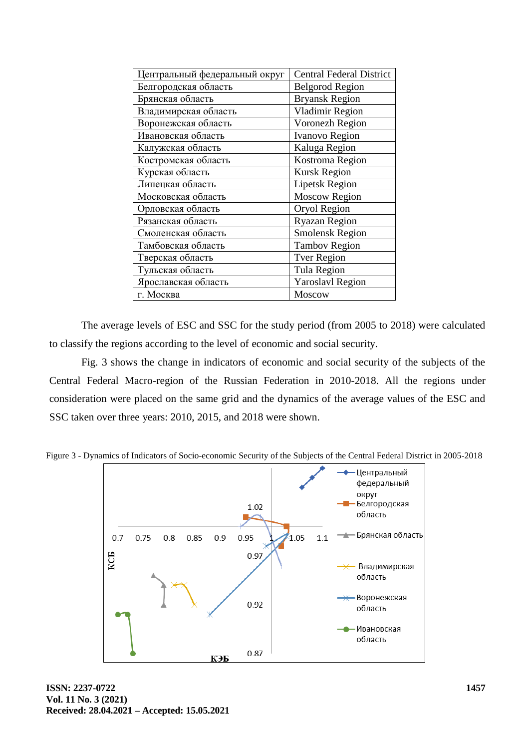| Центральный федеральный округ | Central Federal District |
|---|---|
| Белгородская область | Belgorod Region |
| Брянская область | Bryansk Region |
| Владимирская область | Vladimir Region |
| Воронежская область | Voronezh Region |
| Ивановская область | Ivanovo Region |
| Калужская область | Kaluga Region |
| Костромская область | Kostroma Region |
| Курская область | Kursk Region |
| Липецкая область | Lipetsk Region |
| Московская область | Moscow Region |
| Орловская область | Oryol Region |
| Рязанская область | Ryazan Region |
| Смоленская область | Smolensk Region |
| Тамбовская область | Tambov Region |
| Тверская область | Tver Region |
| Тульская область | Tula Region |
| Ярославская область | Yaroslavl Region |
| г. Москва | Moscow |

The average levels of ESC and SSC for the study period (from 2005 to 2018) were calculated to classify the regions according to the level of economic and social security.

Fig. 3 shows the change in indicators of economic and social security of the subjects of the Central Federal Macro-region of the Russian Federation in 2010-2018. All the regions under consideration were placed on the same grid and the dynamics of the average values of the ESC and SSC taken over three years: 2010, 2015, and 2018 were shown.

Figure 3 - Dynamics of Indicators of Socio-economic Security of the Subjects of the Central District in 2005-2018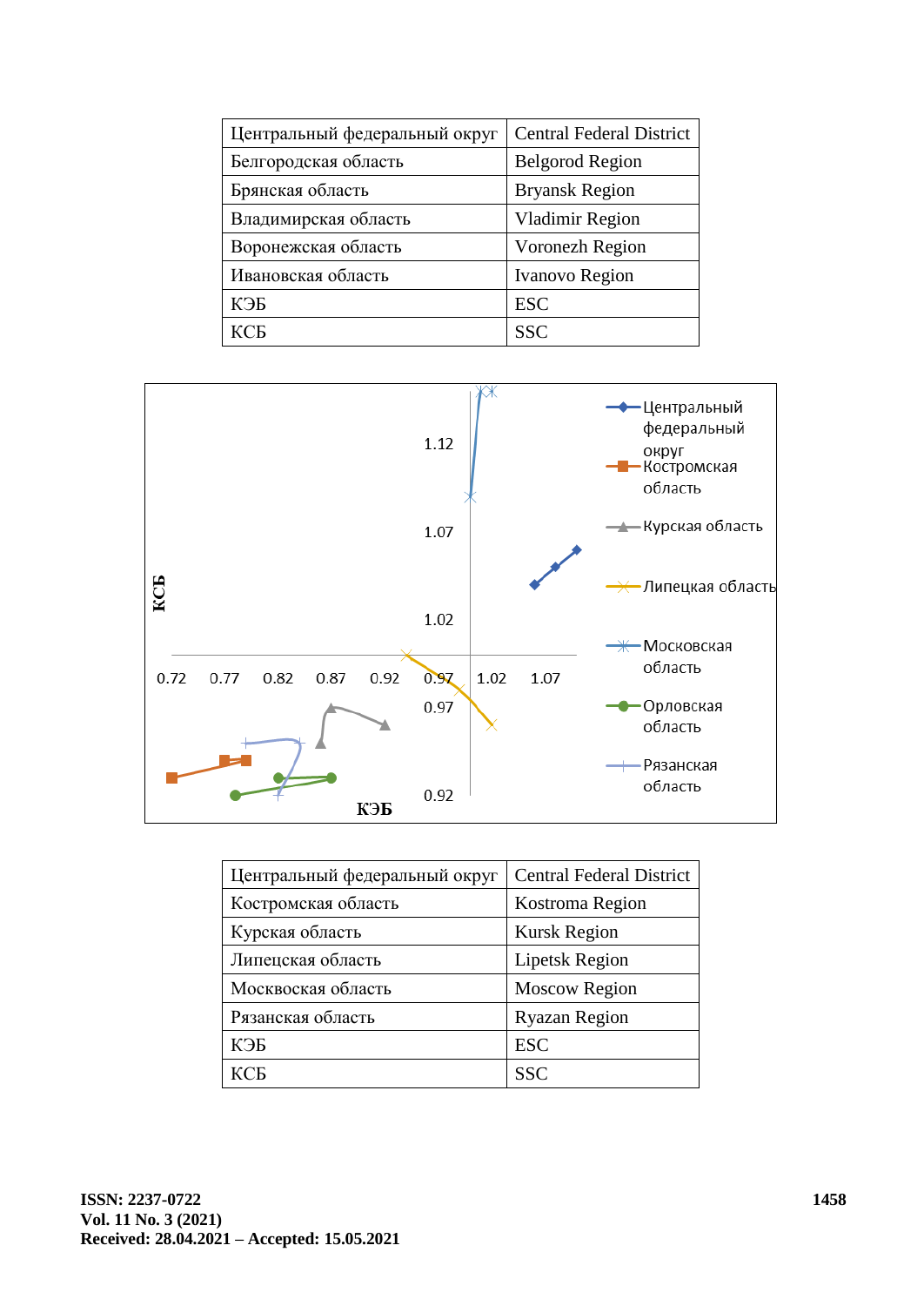| Центральный федеральный округ | Central Federal District |
|---|---|
| Белгородская область | Belgorod Region |
| Брянская область | Bryansk Region |
| Владимирская область | Vladimir Region |
| Воронежская область | Voronezh Region |
| Ивановская область | Ivanovo Region |
| КЭБ | ESC |
| КСБ | SSC |

| Центральный федеральный округ | Central Federal District |
|---|---|
| Костромская область | Kostroma Region |
| Курская область | Kursk Region |
| Липецкая область | Lipetsk Region |
| Московская область | Moscow Region |
| Рязанская область | Ryazan Region |
| КЭБ | ESC |
| КСБ | SSC |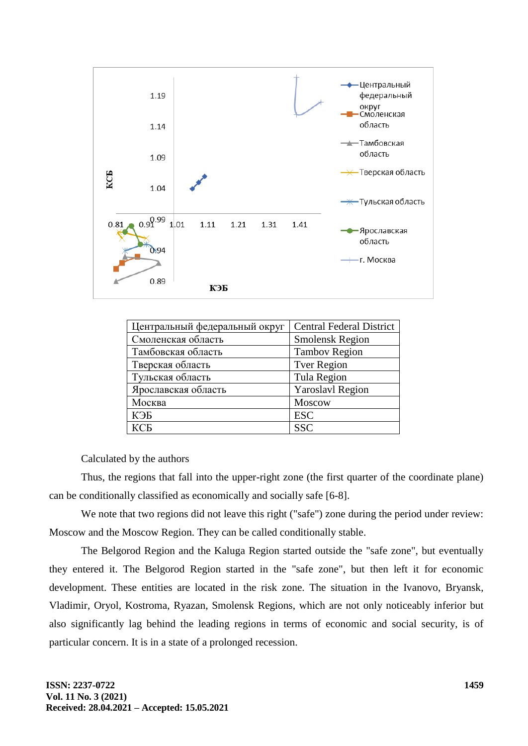| Центральный федеральный округ | Central Federal District |
|---|---|
| Смоленская область | Smolensk Region |
| Тамбовская область | Tambov Region |
| Тверская область | Tver Region |
| Тульская область | Tula Region |
| Ярославская область | Yaroslavl Region |
| Москва | Moscow |
| КЭБ | ESC |
| КСБ | SSC |

Calculated by the authors

Thus, the regions that fall into the upper-right zone (the first quarter of the coordinate plane) can be conditionally classified as economically and socially safe [6-8].

We note that two regions did not leave this right ("safe") zone during the period under review: Moscow and the Moscow Region. They can be called conditionally stable.

The Belgorod Region and the Kaluga Region started outside the "safe zone", but eventually they entered it. The Belgorod Region started in the "safe zone", but then left it for economic development. These entities are located in the risk zone. The situation in the Ivanovo, Bryansk, Vladimir, Oryol, Kostroma, Ryazan, Smolensk Regions, which are not only noticeably inferior but also significantly lag behind the leading regions in terms of economic and social security, is of particular concern. It is in a state of a prolonged recession.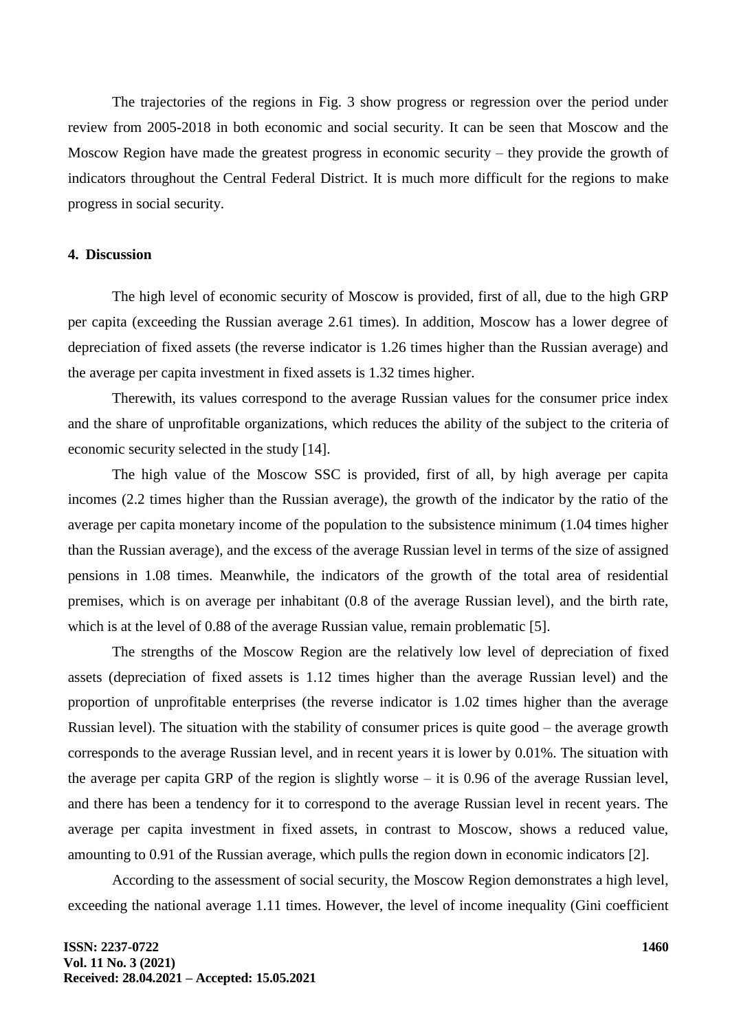The trajectories of the regions in Fig. 3 show progress or regression over the period under review from 2005-2018 in both economic and social security. It can be seen that Moscow and the Moscow Region have made the greatest progress in economic security – they provide the growth of indicators throughout the Central Federal District. It is much more difficult for the regions to make progress in social security.

## 4. Discussion

The high level of economic security of Moscow is provided, first of all, due to the high GRP per capita (exceeding the Russian average 2.61 times). In addition, Moscow has a lower degree of depreciation of fixed assets (the reverse indicator is 1.26 times higher than the Russian average) and the average per capita investment in fixed assets is 1.32 times higher.

Therewith, its values correspond to the average Russian values for the consumer price index and the share of unprofitable organizations, which reduces the ability of the subject to the criteria of economic security selected in the study [14].

The high value of the Moscow SSC is provided, first of all, by high average per capita incomes (2.2 times higher than the Russian average), the growth of the indicator by the ratio of the average per capita monetary income of the population to the subsistence minimum (1.04 times higher than the Russian average), and the excess of the average Russian level in terms of the size of assigned pensions in 1.08 times. Meanwhile, the indicators of the growth of the total area of residential premises, which is on average per inhabitant (0.8 of the average Russian level), and the birth rate, which is at the level of 0.88 of the average Russian value, remain problematic [5].

The strengths of the Moscow Region are the relatively low level of depreciation of fixed assets (depreciation of fixed assets is 1.12 times higher than the average Russian level) and the proportion of unprofitable enterprises (the reverse indicator is 1.02 times higher than the average Russian level). The situation with the stability of consumer prices is quite good – the average growth corresponds to the average Russian level, and in recent years it is lower by 0.01%. The situation with the average per capita GRP of the region is slightly worse – it is 0.96 of the average Russian level, and there has been a tendency for it to correspond to the average Russian level in recent years. The average per capita investment in fixed assets, in contrast to Moscow, shows a reduced value, amounting to 0.91 of the Russian average, which pulls the region down in economic indicators [2].

According to the assessment of social security, the Moscow Region demonstrates a high level, exceeding the national average 1.11 times. However, the level of income inequality (Gini coefficient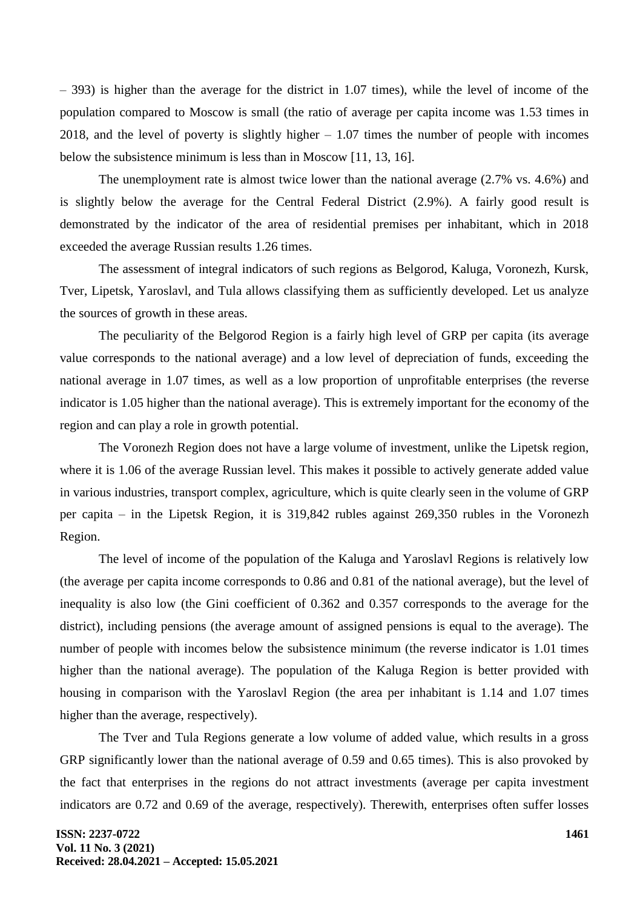– 393) is higher than the average for the district in 1.07 times), while the level of income of the population compared to Moscow is small (the ratio of average per capita income was 1.53 times in 2018, and the level of poverty is slightly higher – 1.07 times the number of people with incomes below the subsistence minimum is less than in Moscow [11, 13, 16].

The unemployment rate is almost twice lower than the national average (2.7% vs. 4.6%) and is slightly below the average for the Central Federal District (2.9%). A fairly good result is demonstrated by the indicator of the area of residential premises per inhabitant, which in 2018 exceeded the average Russian results 1.26 times.

The assessment of integral indicators of such regions as Belgorod, Kaluga, Voronezh, Kursk, Tver, Lipetsk, Yaroslavl, and Tula allows classifying them as sufficiently developed. Let us analyze the sources of growth in these areas.

The peculiarity of the Belgorod Region is a fairly high level of GRP per capita (its average value corresponds to the national average) and a low level of depreciation of funds, exceeding the national average in 1.07 times, as well as a low proportion of unprofitable enterprises (the reverse indicator is 1.05 higher than the national average). This is extremely important for the economy of the region and can play a role in growth potential.

The Voronezh Region does not have a large volume of investment, unlike the Lipetsk region, where it is 1.06 of the average Russian level. This makes it possible to actively generate added value in various industries, transport complex, agriculture, which is quite clearly seen in the volume of GRP per capita – in the Lipetsk Region, it is 319,842 rubles against 269,350 rubles in the Voronezh Region.

The level of income of the population of the Kaluga and Yaroslavl Regions is relatively low (the average per capita income corresponds to 0.86 and 0.81 of the national average), but the level of inequality is also low (the Gini coefficient of 0.362 and 0.357 corresponds to the average for the district), including pensions (the average amount of assigned pensions is equal to the average). The number of people with incomes below the subsistence minimum (the reverse indicator is 1.01 times higher than the national average). The population of the Kaluga Region is better provided with housing in comparison with the Yaroslavl Region (the area per inhabitant is 1.14 and 1.07 times higher than the average, respectively).

The Tver and Tula Regions generate a low volume of added value, which results in a gross GRP significantly lower than the national average of 0.59 and 0.65 times). This is also provoked by the fact that enterprises in the regions do not attract investments (average per capita investment indicators are 0.72 and 0.69 of the average, respectively). Therewith, enterprises often suffer losses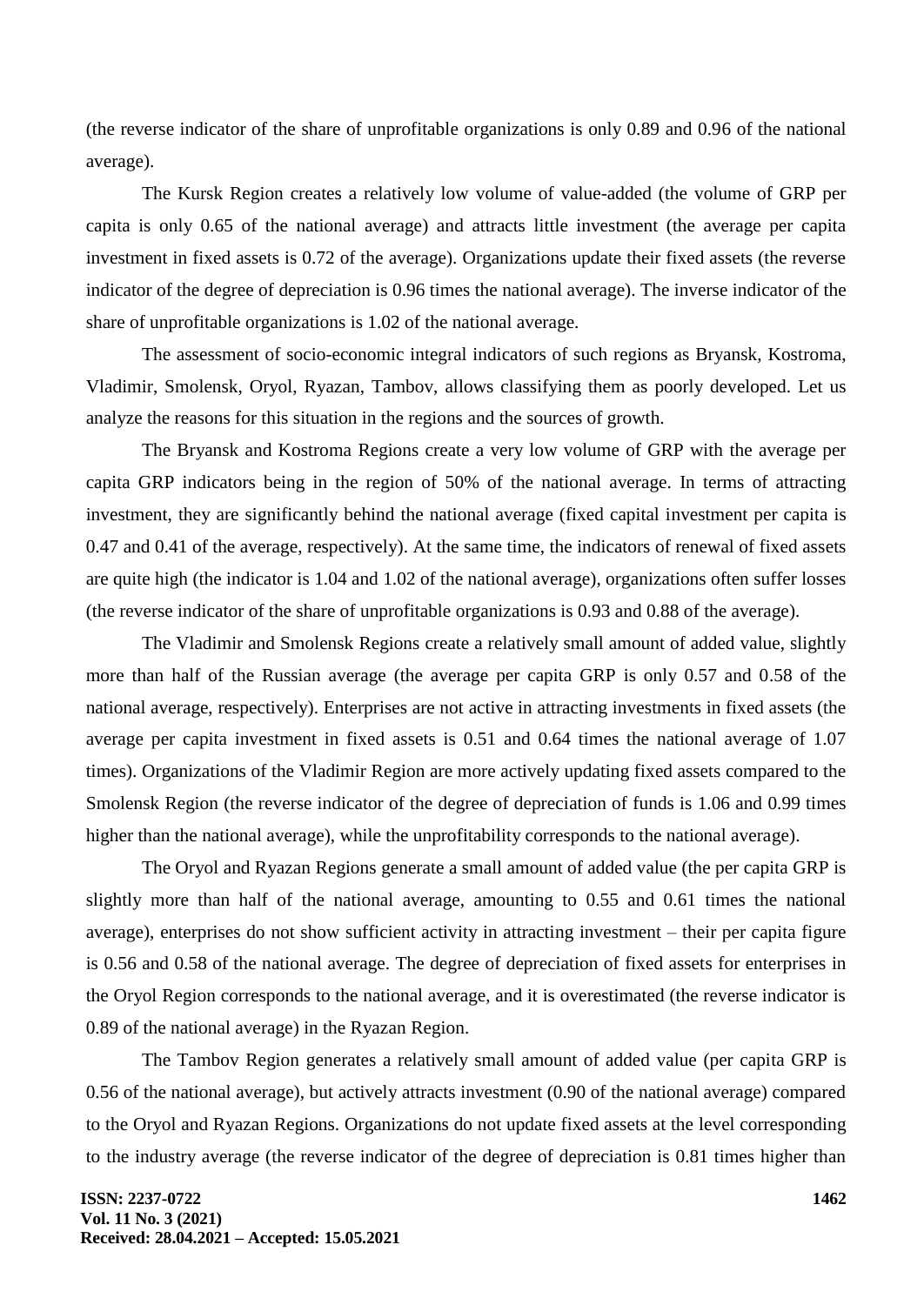(the reverse indicator of the share of unprofitable organizations is only 0.89 and 0.96 of the national average).

The Kursk Region creates a relatively low volume of value-added (the volume of GRP per capita is only 0.65 of the national average) and attracts little investment (the average per capita investment in fixed assets is 0.72 of the average). Organizations update their fixed assets (the reverse indicator of the degree of depreciation is 0.96 times the national average). The inverse indicator of the share of unprofitable organizations is 1.02 of the national average.

The assessment of socio-economic integral indicators of such regions as Bryansk, Kostroma, Vladimir, Smolensk, Oryol, Ryazan, Tambov, allows classifying them as poorly developed. Let us analyze the reasons for this situation in the regions and the sources of growth.

The Bryansk and Kostroma Regions create a very low volume of GRP with the average per capita GRP indicators being in the region of 50% of the national average. In terms of attracting investment, they are significantly behind the national average (fixed capital investment per capita is 0.47 and 0.41 of the average, respectively). At the same time, the indicators of renewal of fixed assets are quite high (the indicator is 1.04 and 1.02 of the national average), organizations often suffer losses (the reverse indicator of the share of unprofitable organizations is 0.93 and 0.88 of the average).

The Vladimir and Smolensk Regions create a relatively small amount of added value, slightly more than half of the Russian average (the average per capita GRP is only 0.57 and 0.58 of the national average, respectively). Enterprises are not active in attracting investments in fixed assets (the average per capita investment in fixed assets is 0.51 and 0.64 times the national average of 1.07 times). Organizations of the Vladimir Region are more actively updating fixed assets compared to the Smolensk Region (the reverse indicator of the degree of depreciation of funds is 1.06 and 0.99 times higher than the national average), while the unprofitability corresponds to the national average).

The Oryol and Ryazan Regions generate a small amount of added value (the per capita GRP is slightly more than half of the national average, amounting to 0.55 and 0.61 times the national average), enterprises do not show sufficient activity in attracting investment – their per capita figure is 0.56 and 0.58 of the national average. The degree of depreciation of fixed assets for enterprises in the Oryol Region corresponds to the national average, and it is overestimated (the reverse indicator is 0.89 of the national average) in the Ryazan Region.

The Tambov Region generates a relatively small amount of added value (per capita GRP is 0.56 of the national average), but actively attracts investment (0.90 of the national average) compared to the Oryol and Ryazan Regions. Organizations do not update fixed assets at the level corresponding to the industry average (the reverse indicator of the degree of depreciation is 0.81 times higher than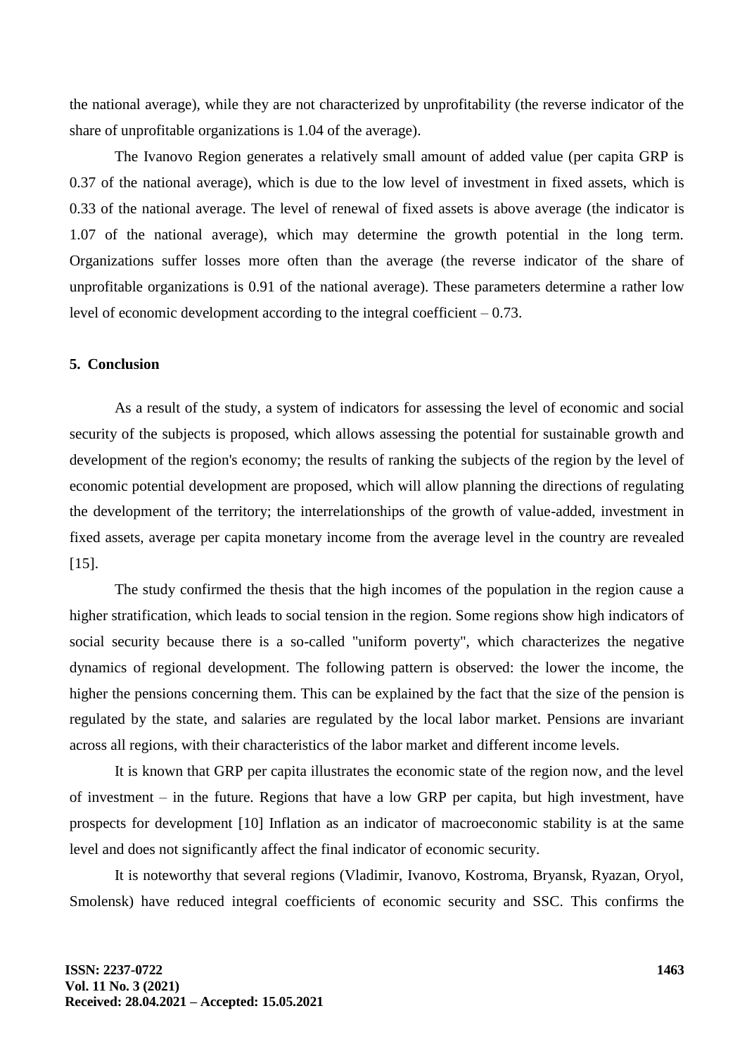the national average), while they are not characterized by unprofitability (the reverse indicator of the share of unprofitable organizations is 1.04 of the average).

The Ivanovo Region generates a relatively small amount of added value (per capita GRP is 0.37 of the national average), which is due to the low level of investment in fixed assets, which is 0.33 of the national average. The level of renewal of fixed assets is above average (the indicator is 1.07 of the national average), which may determine the growth potential in the long term. Organizations suffer losses more often than the average (the reverse indicator of the share of unprofitable organizations is 0.91 of the national average). These parameters determine a rather low level of economic development according to the integral coefficient – 0.73.

## 5. Conclusion

As a result of the study, a system of indicators for assessing the level of economic and social security of the subjects is proposed, which allows assessing the potential for sustainable growth and development of the region's economy; the results of ranking the subjects of the region by the level of economic potential development are proposed, which will allow planning the directions of regulating the development of the territory; the interrelationships of the growth of value-added, investment in fixed assets, average per capita monetary income from the average level in the country are revealed [15].

The study confirmed the thesis that the high incomes of the population in the region cause a higher stratification, which leads to social tension in the region. Some regions show high indicators of social security because there is a so-called "uniform poverty", which characterizes the negative dynamics of regional development. The following pattern is observed: the lower the income, the higher the pensions concerning them. This can be explained by the fact that the size of the pension is regulated by the state, and salaries are regulated by the local labor market. Pensions are invariant across all regions, with their characteristics of the labor market and different income levels.

It is known that GRP per capita illustrates the economic state of the region now, and the level of investment – in the future. Regions that have a low GRP per capita, but high investment, have prospects for development [10] Inflation as an indicator of macroeconomic stability is at the same level and does not significantly affect the final indicator of economic security.

It is noteworthy that several regions (Vladimir, Ivanovo, Kostroma, Bryansk, Ryazan, Oryol, Smolensk) have reduced integral coefficients of economic security and SSC. This confirms the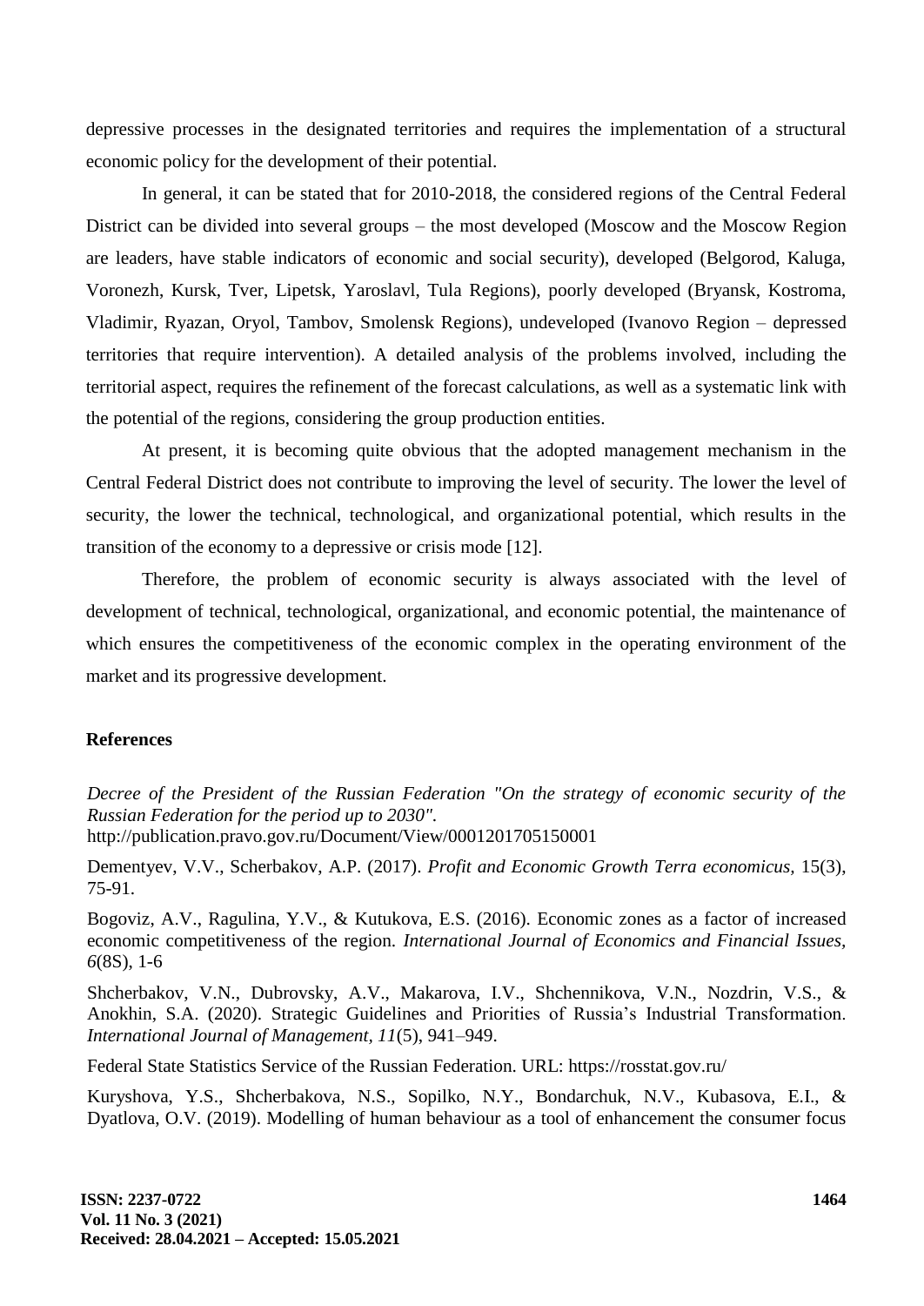depressive processes in the designated territories and requires the implementation of a structural economic policy for the development of their potential.

In general, it can be stated that for 2010-2018, the considered regions of the Central Federal District can be divided into several groups – the most developed (Moscow and the Moscow Region are leaders, have stable indicators of economic and social security), developed (Belgorod, Kaluga, Voronezh, Kursk, Tver, Lipetsk, Yaroslavl, Tula Regions), poorly developed (Bryansk, Kostroma, Vladimir, Ryazan, Oryol, Tambov, Smolensk Regions), undeveloped (Ivanovo Region – depressed territories that require intervention). A detailed analysis of the problems involved, including the territorial aspect, requires the refinement of the forecast calculations, as well as a systematic link with the potential of the regions, considering the group production entities.

At present, it is becoming quite obvious that the adopted management mechanism in the Central Federal District does not contribute to improving the level of security. The lower the level of security, the lower the technical, technological, and organizational potential, which results in the transition of the economy to a depressive or crisis mode [12].

Therefore, the problem of economic security is always associated with the level of development of technical, technological, organizational, and economic potential, the maintenance of which ensures the competitiveness of the economic complex in the operating environment of the market and its progressive development.

## References

*Decree of the President of the Russian Federation "On the strategy of economic security of the Russian Federation for the period up to 2030".* http://publication.pravo.gov.ru/Document/View/0001201705150001

Dementyev, V.V., Scherbakov, A.P. (2017). *Profit and Economic Growth Terra economicus,* 15(3), 75-91.

Bogoviz, A.V., Ragulina, Y.V., & Kutukova, E.S. (2016). Economic zones as a factor of increased economic competitiveness of the region. *International Journal of Economics and Financial Issues, 6*(8S), 1-6

Shcherbakov, V.N., Dubrovsky, A.V., Makarova, I.V., Shchennikova, V.N., Nozdrin, V.S., & Anokhin, S.A. (2020). Strategic Guidelines and Priorities of Russia's Industrial Transformation. *International Journal of Management, 11*(5), 941–949.

Federal State Statistics Service of the Russian Federation. URL: https://rosstat.gov.ru/

Kuryshova, Y.S., Shcherbakova, N.S., Sopilko, N.Y., Bondarchuk, N.V., Kubasova, E.I., & Dyatlova, O.V. (2019). Modelling of human behaviour as a tool of enhancement the consumer focus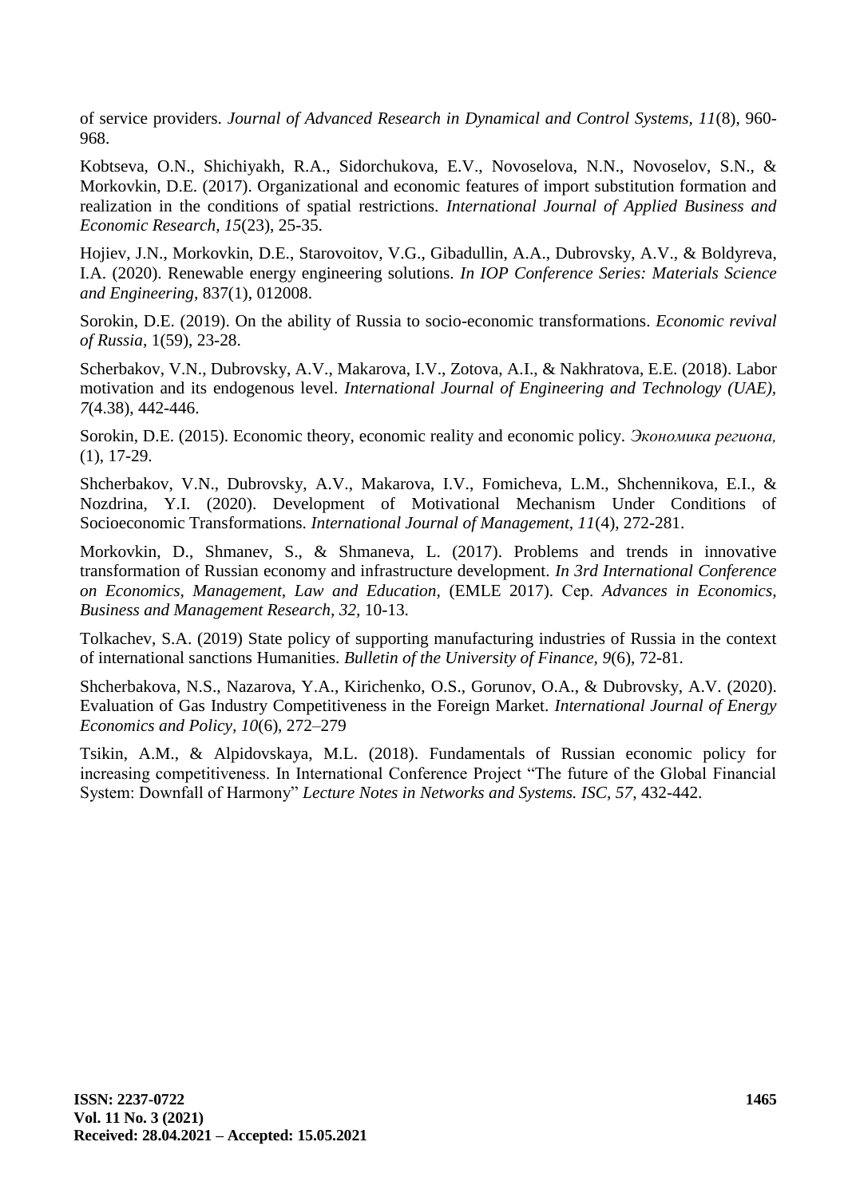of service providers. *Journal of Advanced Research in Dynamical and Control Systems, 11*(8), 960-968.

Kobtseva, O.N., Shichiyakh, R.A., Sidorchukova, E.V., Novoselova, N.N., Novoselov, S.N., & Morkovkin, D.E. (2017). Organizational and economic features of import substitution formation and realization in the conditions of spatial restrictions. *International Journal of Applied Business and Economic Research, 15*(23), 25-35.

Hojiev, J.N., Morkovkin, D.E., Starovoitov, V.G., Gibadullin, A.A., Dubrovsky, A.V., & Boldyreva, I.A. (2020). Renewable energy engineering solutions. *In IOP Conference Series: Materials Science and Engineering,* 837(1), 012008.

Sorokin, D.E. (2019). On the ability of Russia to socio-economic transformations. *Economic revival of Russia,* 1(59), 23-28.

Scherbakov, V.N., Dubrovsky, A.V., Makarova, I.V., Zotova, A.I., & Nakhratova, E.E. (2018). Labor motivation and its endogenous level. *International Journal of Engineering and Technology (UAE), 7*(4.38), 442-446.

Sorokin, D.E. (2015). Economic theory, economic reality and economic policy. *Экономика региона,* (1), 17-29.

Shcherbakov, V.N., Dubrovsky, A.V., Makarova, I.V., Fomicheva, L.M., Shchennikova, E.I., & Nozdrina, Y.I. (2020). Development of Motivational Mechanism Under Conditions of Socioeconomic Transformations. *International Journal of Management, 11*(4), 272-281.

Morkovkin, D., Shmanev, S., & Shmaneva, L. (2017). Problems and trends in innovative transformation of Russian economy and infrastructure development. *In 3rd International Conference on Economics, Management, Law and Education,* (EMLE 2017). Сер. *Advances in Economics, Business and Management Research, 32,* 10-13.

Tolkachev, S.A. (2019) State policy of supporting manufacturing industries of Russia in the context of international sanctions Humanities. *Bulletin of the University of Finance, 9*(6), 72-81.

Shcherbakova, N.S., Nazarova, Y.A., Kirichenko, O.S., Gorunov, O.A., & Dubrovsky, A.V. (2020). Evaluation of Gas Industry Competitiveness in the Foreign Market. *International Journal of Energy Economics and Policy, 10*(6), 272–279

Tsikin, A.M., & Alpidovskaya, M.L. (2018). Fundamentals of Russian economic policy for increasing competitiveness. In International Conference Project "The future of the Global Financial System: Downfall of Harmony" *Lecture Notes in Networks and Systems. ISC, 57,* 432-442.